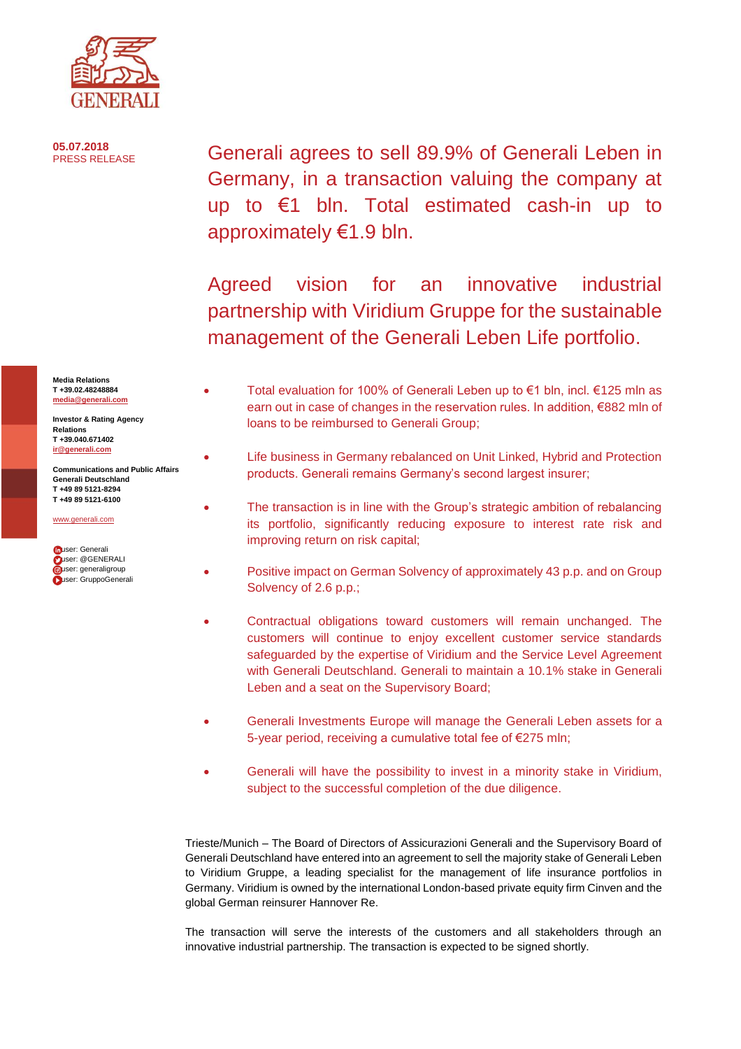**05.07.2018**
PRESS RELEASE

# Generali agrees to sell 89.9% of Generali Leben in Germany, in a transaction valuing the company at up to €1 bln. Total estimated cash-in up to approximately €1.9 bln.

## Agreed vision for an innovative industrial partnership with Viridium Gruppe for the sustainable management of the Generali Leben Life portfolio.

**Media Relations**
**T +39.02.48248884**
**media@generali.com**

**Investor & Rating Agency Relations**
**T +39.040.671402**
**ir@generali.com**

**Communications and Public Affairs Generali Deutschland**
**T +49 89 5121-8294**
**T +49 89 5121-6100**

www.generali.com

user: Generali
user: @GENERALI
user: generaligroup
user: GruppoGenerali

- Total evaluation for 100% of Generali Leben up to €1 bln, incl. €125 mln as earn out in case of changes in the reservation rules. In addition, €882 mln of loans to be reimbursed to Generali Group;
- Life business in Germany rebalanced on Unit Linked, Hybrid and Protection products. Generali remains Germany's second largest insurer;
- The transaction is in line with the Group's strategic ambition of rebalancing its portfolio, significantly reducing exposure to interest rate risk and improving return on risk capital;
- Positive impact on German Solvency of approximately 43 p.p. and on Group Solvency of 2.6 p.p.;
- Contractual obligations toward customers will remain unchanged. The customers will continue to enjoy excellent customer service standards safeguarded by the expertise of Viridium and the Service Level Agreement with Generali Deutschland. Generali to maintain a 10.1% stake in Generali Leben and a seat on the Supervisory Board;
- Generali Investments Europe will manage the Generali Leben assets for a 5-year period, receiving a cumulative total fee of €275 mln;
- Generali will have the possibility to invest in a minority stake in Viridium, subject to the successful completion of the due diligence.

Trieste/Munich – The Board of Directors of Assicurazioni Generali and the Supervisory Board of Generali Deutschland have entered into an agreement to sell the majority stake of Generali Leben to Viridium Gruppe, a leading specialist for the management of life insurance portfolios in Germany. Viridium is owned by the international London-based private equity firm Cinven and the global German reinsurer Hannover Re.

The transaction will serve the interests of the customers and all stakeholders through an innovative industrial partnership. The transaction is expected to be signed shortly.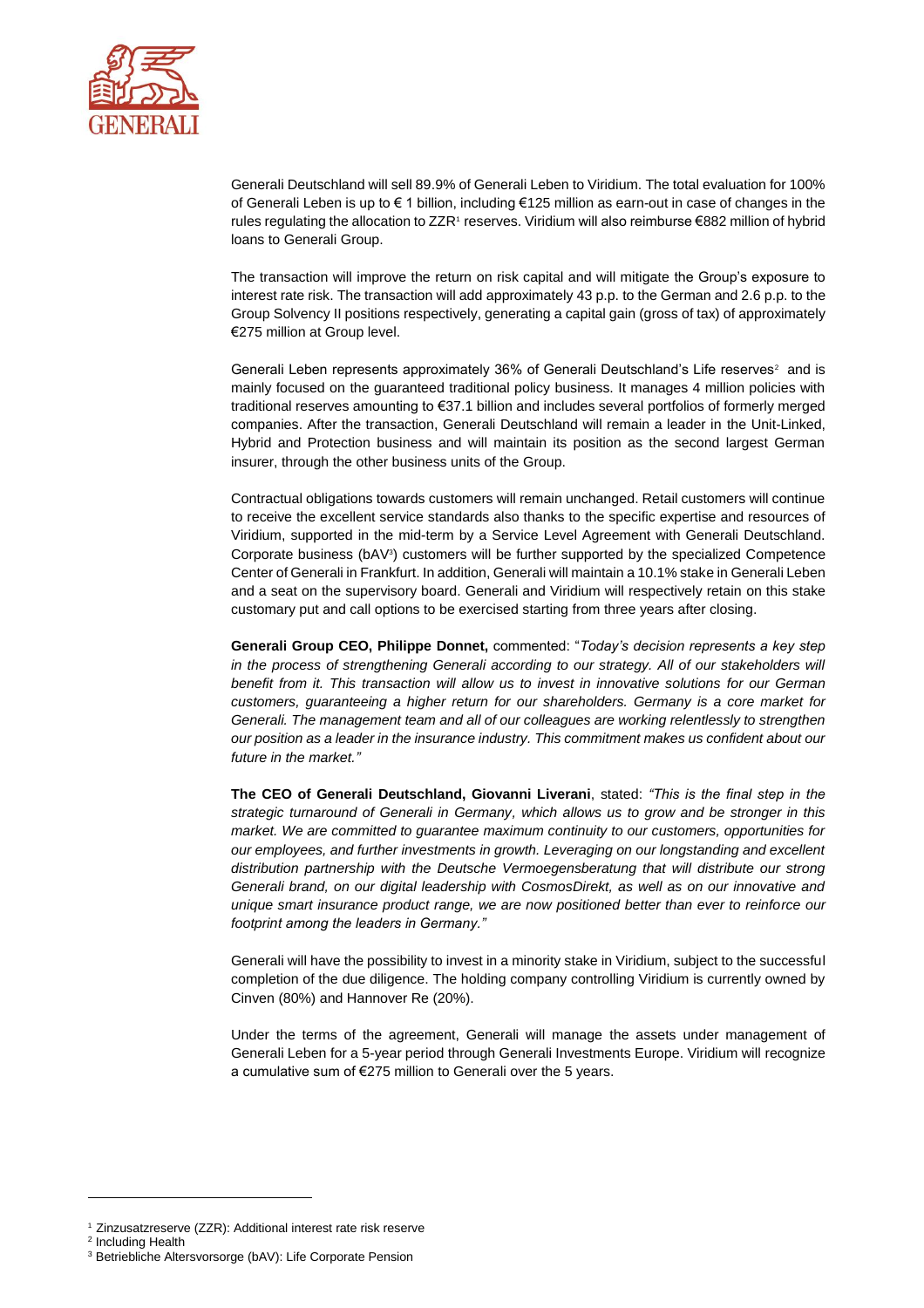Generali Deutschland will sell 89.9% of Generali Leben to Viridium. The total evaluation for 100% of Generali Leben is up to € 1 billion, including €125 million as earn-out in case of changes in the rules regulating the allocation to ZZR[1] reserves. Viridium will also reimburse €882 million of hybrid loans to Generali Group.

The transaction will improve the return on risk capital and will mitigate the Group's exposure to interest rate risk. The transaction will add approximately 43 p.p. to the German and 2.6 p.p. to the Group Solvency II positions respectively, generating a capital gain (gross of tax) of approximately €275 million at Group level.

Generali Leben represents approximately 36% of Generali Deutschland's Life reserves[2] and is mainly focused on the guaranteed traditional policy business. It manages 4 million policies with traditional reserves amounting to €37.1 billion and includes several portfolios of formerly merged companies. After the transaction, Generali Deutschland will remain a leader in the Unit-Linked, Hybrid and Protection business and will maintain its position as the second largest German insurer, through the other business units of the Group.

Contractual obligations towards customers will remain unchanged. Retail customers will continue to receive the excellent service standards also thanks to the specific expertise and resources of Viridium, supported in the mid-term by a Service Level Agreement with Generali Deutschland. Corporate business (bAV[3]) customers will be further supported by the specialized Competence Center of Generali in Frankfurt. In addition, Generali will maintain a 10.1% stake in Generali Leben and a seat on the supervisory board. Generali and Viridium will respectively retain on this stake customary put and call options to be exercised starting from three years after closing.

**Generali Group CEO, Philippe Donnet,** commented: "*Today's decision represents a key step in the process of strengthening Generali according to our strategy. All of our stakeholders will benefit from it. This transaction will allow us to invest in innovative solutions for our German customers, guaranteeing a higher return for our shareholders. Germany is a core market for Generali. The management team and all of our colleagues are working relentlessly to strengthen our position as a leader in the insurance industry. This commitment makes us confident about our future in the market."*

**The CEO of Generali Deutschland, Giovanni Liverani**, stated: *"This is the final step in the strategic turnaround of Generali in Germany, which allows us to grow and be stronger in this market. We are committed to guarantee maximum continuity to our customers, opportunities for our employees, and further investments in growth. Leveraging on our longstanding and excellent distribution partnership with the Deutsche Vermoegensberatung that will distribute our strong Generali brand, on our digital leadership with CosmosDirekt, as well as on our innovative and unique smart insurance product range, we are now positioned better than ever to reinforce our footprint among the leaders in Germany."*

Generali will have the possibility to invest in a minority stake in Viridium, subject to the successful completion of the due diligence. The holding company controlling Viridium is currently owned by Cinven (80%) and Hannover Re (20%).

Under the terms of the agreement, Generali will manage the assets under management of Generali Leben for a 5-year period through Generali Investments Europe. Viridium will recognize a cumulative sum of €275 million to Generali over the 5 years.

---

[1] Zinzusatzreserve (ZZR): Additional interest rate risk reserve

[2] Including Health

[3] Betriebliche Altersvorsorge (bAV): Life Corporate Pension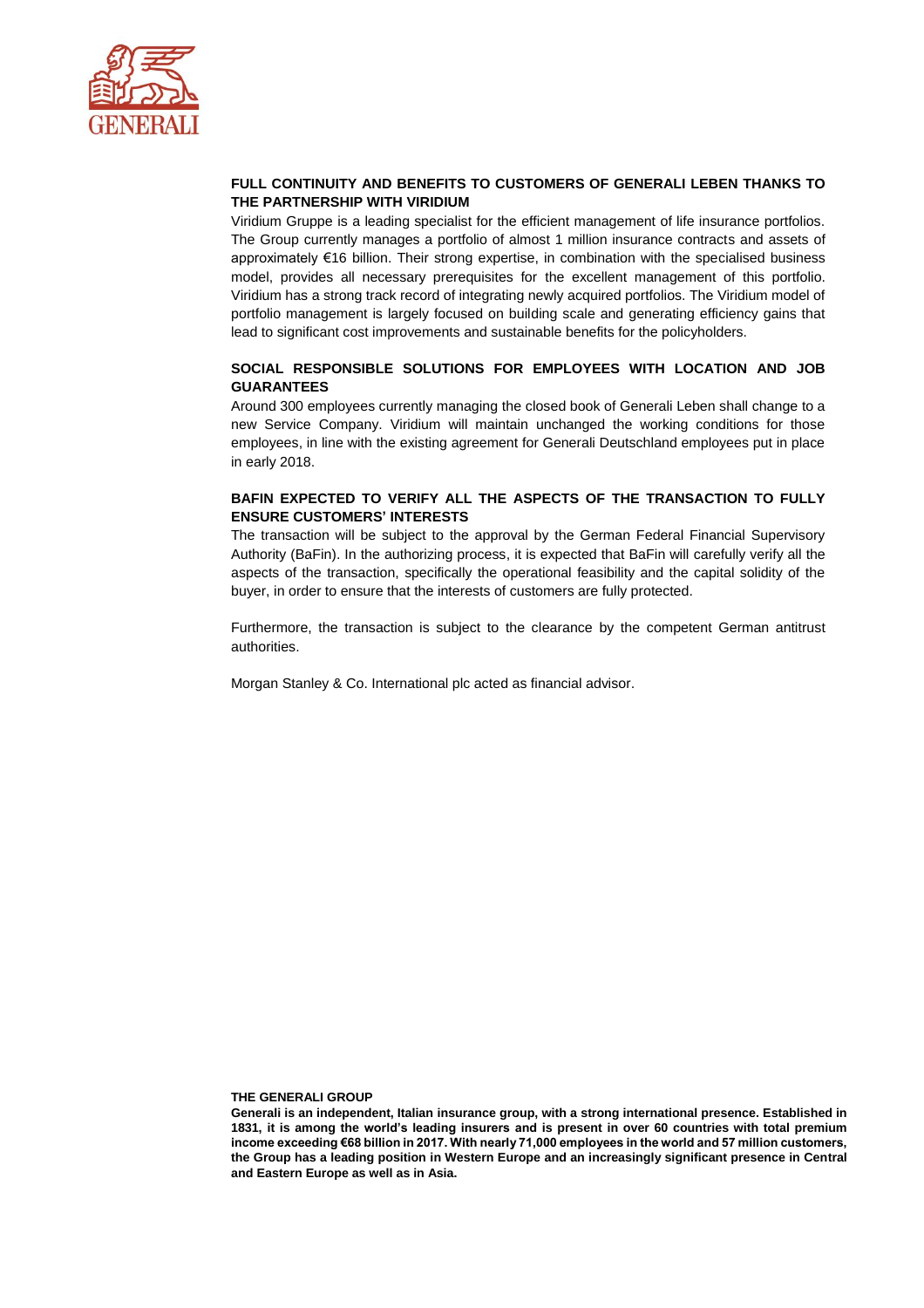## FULL CONTINUITY AND BENEFITS TO CUSTOMERS OF GENERALI LEBEN THANKS TO THE PARTNERSHIP WITH VIRIDIUM

Viridium Gruppe is a leading specialist for the efficient management of life insurance portfolios. The Group currently manages a portfolio of almost 1 million insurance contracts and assets of approximately €16 billion. Their strong expertise, in combination with the specialised business model, provides all necessary prerequisites for the excellent management of this portfolio. Viridium has a strong track record of integrating newly acquired portfolios. The Viridium model of portfolio management is largely focused on building scale and generating efficiency gains that lead to significant cost improvements and sustainable benefits for the policyholders.

## SOCIAL RESPONSIBLE SOLUTIONS FOR EMPLOYEES WITH LOCATION AND JOB GUARANTEES

Around 300 employees currently managing the closed book of Generali Leben shall change to a new Service Company. Viridium will maintain unchanged the working conditions for those employees, in line with the existing agreement for Generali Deutschland employees put in place in early 2018.

## BAFIN EXPECTED TO VERIFY ALL THE ASPECTS OF THE TRANSACTION TO FULLY ENSURE CUSTOMERS' INTERESTS

The transaction will be subject to the approval by the German Federal Financial Supervisory Authority (BaFin). In the authorizing process, it is expected that BaFin will carefully verify all the aspects of the transaction, specifically the operational feasibility and the capital solidity of the buyer, in order to ensure that the interests of customers are fully protected.

Furthermore, the transaction is subject to the clearance by the competent German antitrust authorities.

Morgan Stanley & Co. International plc acted as financial advisor.

**THE GENERALI GROUP**

**Generali is an independent, Italian insurance group, with a strong international presence. Established in 1831, it is among the world's leading insurers and is present in over 60 countries with total premium income exceeding €68 billion in 2017. With nearly 71,000 employees in the world and 57 million customers, the Group has a leading position in Western Europe and an increasingly significant presence in Central and Eastern Europe as well as in Asia.**